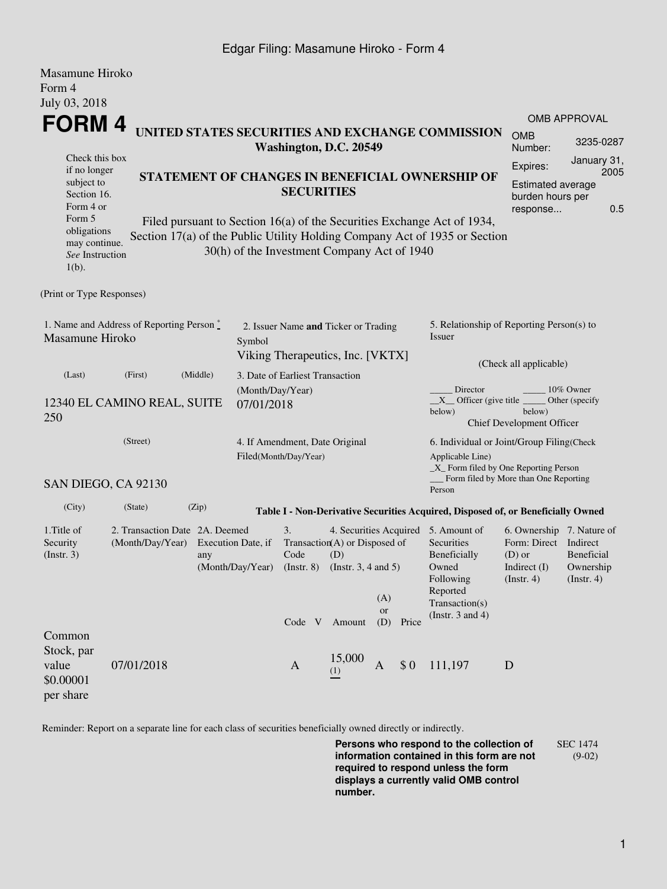Masamune Hiroko
Form 4
July 03, 2018

# FORM 4

**UNITED STATES SECURITIES AND EXCHANGE COMMISSION**
**Washington, D.C. 20549**

**STATEMENT OF CHANGES IN BENEFICIAL OWNERSHIP OF SECURITIES**

Filed pursuant to Section 16(a) of the Securities Exchange Act of 1934, Section 17(a) of the Public Utility Holding Company Act of 1935 or Section 30(h) of the Investment Company Act of 1940

Check this box if no longer subject to Section 16. Form 4 or Form 5 obligations may continue. *See* Instruction 1(b).

| OMB APPROVAL | |
|---|---|
| OMB Number: | 3235-0287 |
| Expires: | January 31, 2005 |
| Estimated average burden hours per response... | 0.5 |

(Print or Type Responses)

1. Name and Address of Reporting Person *
Masamune Hiroko

(Last) (First) (Middle)

12340 EL CAMINO REAL, SUITE 250

(Street)

SAN DIEGO, CA 92130

(City) (State) (Zip)

2. Issuer Name **and** Ticker or Trading Symbol
Viking Therapeutics, Inc. [VKTX]

3. Date of Earliest Transaction (Month/Day/Year)
07/01/2018

4. If Amendment, Date Original Filed(Month/Day/Year)

5. Relationship of Reporting Person(s) to Issuer

(Check all applicable)

_____ Director _____ 10% Owner
__X__ Officer (give title below) _____ Other (specify below)
Chief Development Officer

6. Individual or Joint/Group Filing(Check Applicable Line)
_X_ Form filed by One Reporting Person
___ Form filed by More than One Reporting Person

**Table I - Non-Derivative Securities Acquired, Disposed of, or Beneficially Owned**

| 1.Title of Security (Instr. 3) | 2. Transaction Date (Month/Day/Year) | 2A. Deemed Execution Date, if any (Month/Day/Year) | 3. Transaction Code (Instr. 8) | | 4. Securities Acquired (A) or Disposed of (D) (Instr. 3, 4 and 5) | | | 5. Amount of Securities Beneficially Owned Following Reported Transaction(s) (Instr. 3 and 4) | 6. Ownership Form: Direct (D) or Indirect (I) (Instr. 4) | 7. Nature of Indirect Beneficial Ownership (Instr. 4) |
|---|---|---|---|---|---|---|---|---|---|---|
| | | | Code | V | Amount | (A) or (D) | Price | | | |
| Common Stock, par value $0.00001 per share | 07/01/2018 | | A | | 15,000 (1) | A | $ 0 | 111,197 | D | |

Reminder: Report on a separate line for each class of securities beneficially owned directly or indirectly.

**Persons who respond to the collection of information contained in this form are not required to respond unless the form displays a currently valid OMB control number.**

SEC 1474 (9-02)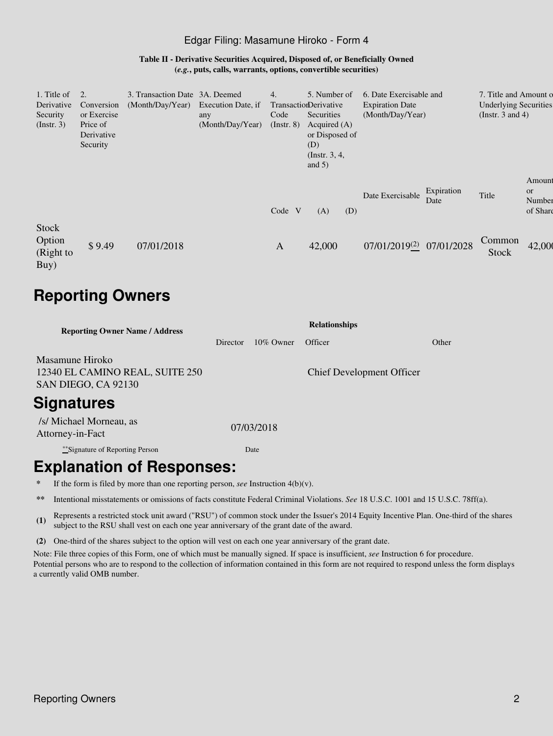Edgar Filing: Masamune Hiroko - Form 4

**Table II - Derivative Securities Acquired, Disposed of, or Beneficially Owned**
**(*e.g.*, puts, calls, warrants, options, convertible securities)**

| 1. Title of Derivative Security (Instr. 3) | 2. Conversion or Exercise Price of Derivative Security | 3. Transaction Date (Month/Day/Year) | 3A. Deemed Execution Date, if any (Month/Day/Year) | 4. Transaction Code (Instr. 8) | | 5. Number of Derivative Securities Acquired (A) or Disposed of (D) (Instr. 3, 4, and 5) | | 6. Date Exercisable and Expiration Date (Month/Day/Year) | | 7. Title and Amount of Underlying Securities (Instr. 3 and 4) | |
|---|---|---|---|---|---|---|---|---|---|---|---|
| | | | | Code | V | (A) | (D) | Date Exercisable | Expiration Date | Title | Amount or Number of Shares |
| Stock Option (Right to Buy) | $ 9.49 | 07/01/2018 | | A | | 42,000 | | 07/01/2019 (2) | 07/01/2028 | Common Stock | 42,000 |

## Reporting Owners

| Reporting Owner Name / Address | Relationships | | | |
|---|---|---|---|---|
| | Director | 10% Owner | Officer | Other |
| Masamune Hiroko<br>12340 EL CAMINO REAL, SUITE 250<br>SAN DIEGO, CA 92130 | | | Chief Development Officer | |

## Signatures

| | |
|---|---|
| /s/ Michael Morneau, as Attorney-in-Fact | 07/03/2018 |
| **Signature of Reporting Person | Date |

## Explanation of Responses:

* If the form is filed by more than one reporting person, *see* Instruction 4(b)(v).

** Intentional misstatements or omissions of facts constitute Federal Criminal Violations. *See* 18 U.S.C. 1001 and 15 U.S.C. 78ff(a).

**(1)** Represents a restricted stock unit award ("RSU") of common stock under the Issuer's 2014 Equity Incentive Plan. One-third of the shares subject to the RSU shall vest on each one year anniversary of the grant date of the award.

**(2)** One-third of the shares subject to the option will vest on each one year anniversary of the grant date.

Note: File three copies of this Form, one of which must be manually signed. If space is insufficient, *see* Instruction 6 for procedure.
Potential persons who are to respond to the collection of information contained in this form are not required to respond unless the form displays a currently valid OMB number.